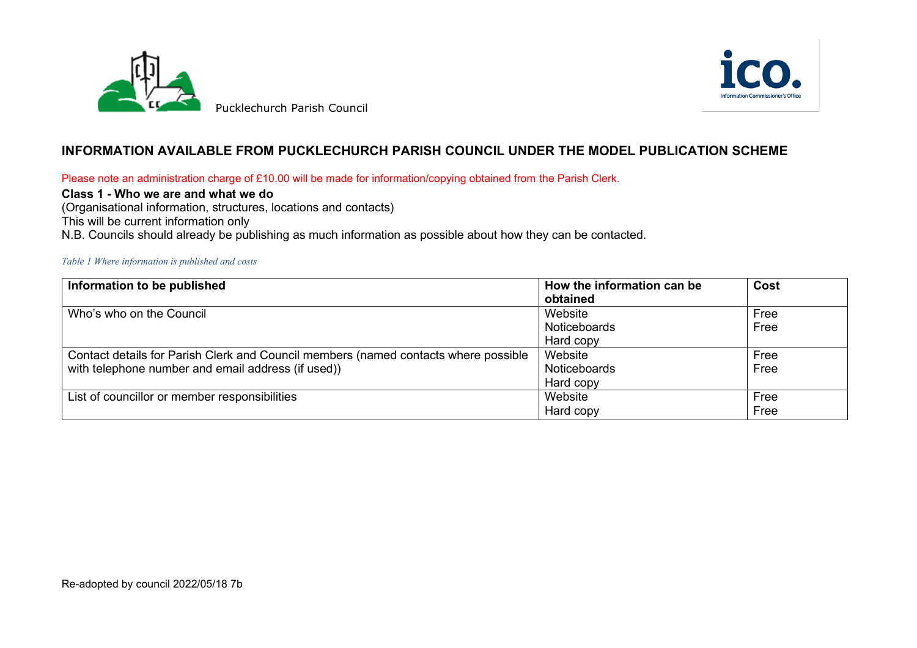Pucklechurch Parish Council

## INFORMATION AVAILABLE FROM PUCKLECHURCH PARISH COUNCIL UNDER THE MODEL PUBLICATION SCHEME

Please note an administration charge of £10.00 will be made for information/copying obtained from the Parish Clerk.

**Class 1 - Who we are and what we do**

(Organisational information, structures, locations and contacts)

This will be current information only

N.B. Councils should already be publishing as much information as possible about how they can be contacted.

*Table 1 Where information is published and costs*

| Information to be published | How the information can be obtained | Cost |
|---|---|---|
| Who's who on the Council | Website<br>Noticeboards<br>Hard copy | Free<br>Free |
| Contact details for Parish Clerk and Council members (named contacts where possible with telephone number and email address (if used)) | Website<br>Noticeboards<br>Hard copy | Free<br>Free |
| List of councillor or member responsibilities | Website<br>Hard copy | Free<br>Free |

Re-adopted by council 2022/05/18 7b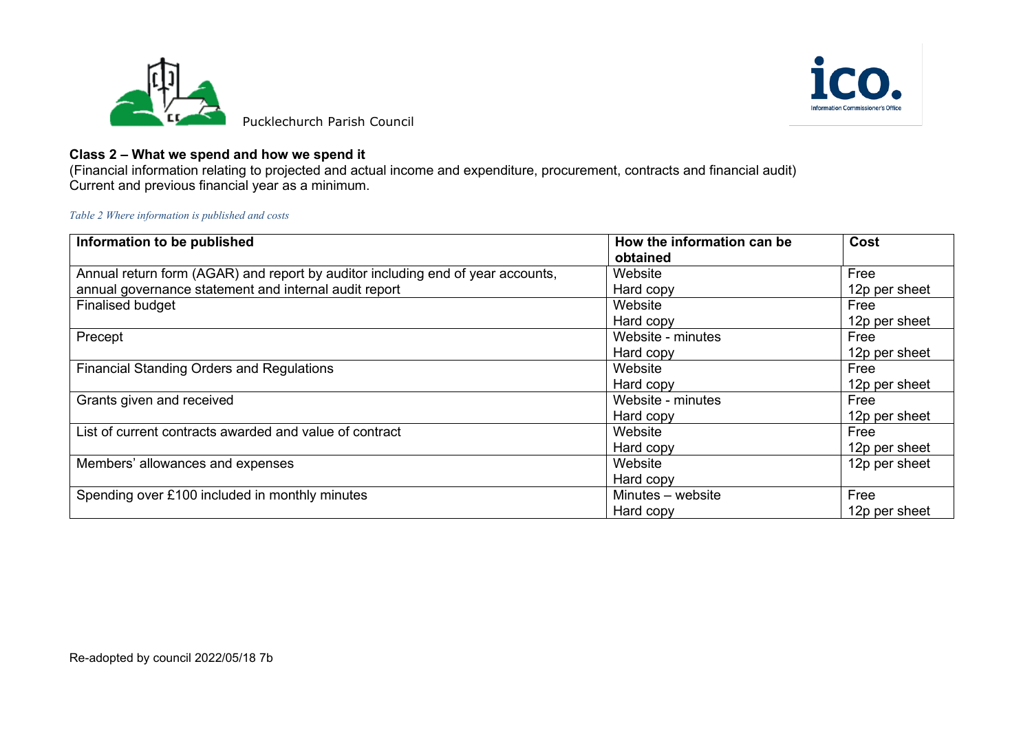Pucklechurch Parish Council

**Class 2 – What we spend and how we spend it**

(Financial information relating to projected and actual income and expenditure, procurement, contracts and financial audit)
Current and previous financial year as a minimum.

*Table 2 Where information is published and costs*

| Information to be published | How the information can be obtained | Cost |
|---|---|---|
| Annual return form (AGAR) and report by auditor including end of year accounts, annual governance statement and internal audit report | Website<br>Hard copy | Free<br>12p per sheet |
| Finalised budget | Website<br>Hard copy | Free<br>12p per sheet |
| Precept | Website - minutes<br>Hard copy | Free<br>12p per sheet |
| Financial Standing Orders and Regulations | Website<br>Hard copy | Free<br>12p per sheet |
| Grants given and received | Website - minutes<br>Hard copy | Free<br>12p per sheet |
| List of current contracts awarded and value of contract | Website<br>Hard copy | Free<br>12p per sheet |
| Members' allowances and expenses | Website<br>Hard copy | 12p per sheet |
| Spending over £100 included in monthly minutes | Minutes – website<br>Hard copy | Free<br>12p per sheet |

Re-adopted by council 2022/05/18 7b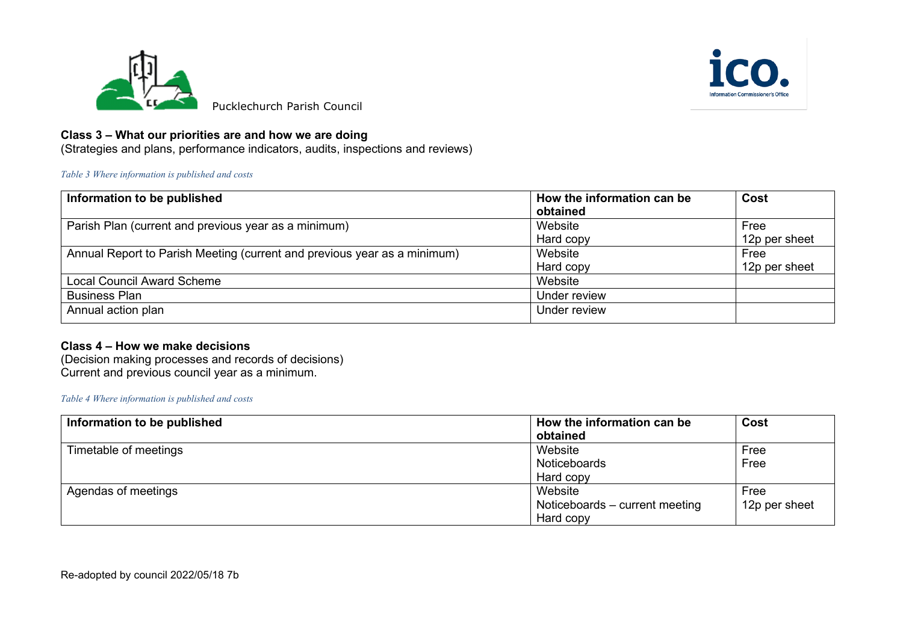Pucklechurch Parish Council

### Class 3 – What our priorities are and how we are doing

(Strategies and plans, performance indicators, audits, inspections and reviews)

*Table 3 Where information is published and costs*

| Information to be published | How the information can be obtained | Cost |
|---|---|---|
| Parish Plan (current and previous year as a minimum) | Website<br>Hard copy | Free<br>12p per sheet |
| Annual Report to Parish Meeting (current and previous year as a minimum) | Website<br>Hard copy | Free<br>12p per sheet |
| Local Council Award Scheme | Website | |
| Business Plan | Under review | |
| Annual action plan | Under review | |

### Class 4 – How we make decisions

(Decision making processes and records of decisions)
Current and previous council year as a minimum.

*Table 4 Where information is published and costs*

| Information to be published | How the information can be obtained | Cost |
|---|---|---|
| Timetable of meetings | Website<br>Noticeboards<br>Hard copy | Free<br>Free |
| Agendas of meetings | Website<br>Noticeboards – current meeting<br>Hard copy | Free<br>12p per sheet |

Re-adopted by council 2022/05/18 7b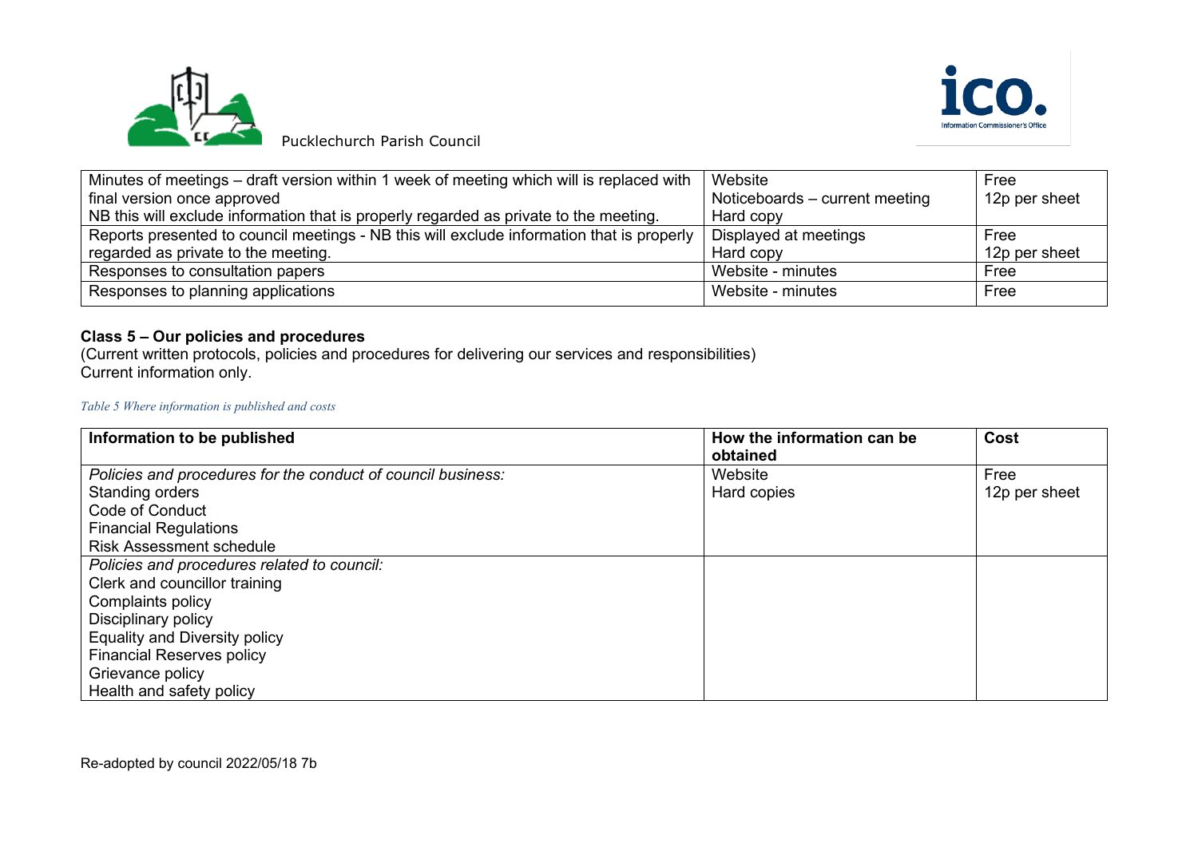| Minutes of meetings – draft version within 1 week of meeting which will is replaced with final version once approved<br>NB this will exclude information that is properly regarded as private to the meeting. | Website<br>Noticeboards – current meeting<br>Hard copy | Free<br>12p per sheet |
|---|---|---|
| Reports presented to council meetings - NB this will exclude information that is properly regarded as private to the meeting. | Displayed at meetings<br>Hard copy | Free<br>12p per sheet |
| Responses to consultation papers | Website - minutes | Free |
| Responses to planning applications | Website - minutes | Free |

**Class 5 – Our policies and procedures**

(Current written protocols, policies and procedures for delivering our services and responsibilities)
Current information only.

*Table 5 Where information is published and costs*

| Information to be published | How the information can be obtained | Cost |
|---|---|---|
| *Policies and procedures for the conduct of council business:*<br>Standing orders<br>Code of Conduct<br>Financial Regulations<br>Risk Assessment schedule | Website<br>Hard copies | Free<br>12p per sheet |
| *Policies and procedures related to council:*<br>Clerk and councillor training<br>Complaints policy<br>Disciplinary policy<br>Equality and Diversity policy<br>Financial Reserves policy<br>Grievance policy<br>Health and safety policy | | |

Re-adopted by council 2022/05/18 7b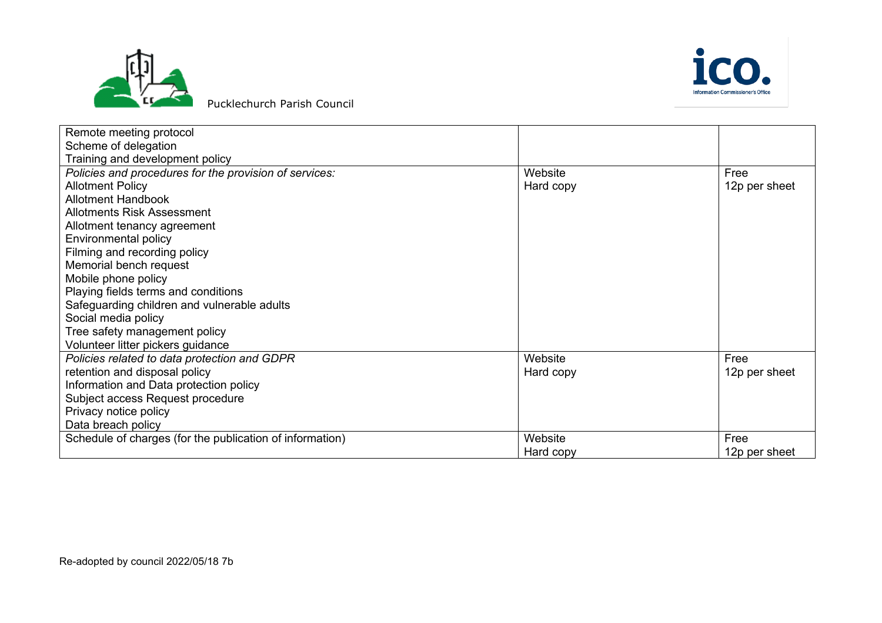| | | |
|---|---|---|
| Remote meeting protocol<br>Scheme of delegation<br>Training and development policy | | |
| *Policies and procedures for the provision of services:*<br>Allotment Policy<br>Allotment Handbook<br>Allotments Risk Assessment<br>Allotment tenancy agreement<br>Environmental policy<br>Filming and recording policy<br>Memorial bench request<br>Mobile phone policy<br>Playing fields terms and conditions<br>Safeguarding children and vulnerable adults<br>Social media policy<br>Tree safety management policy<br>Volunteer litter pickers guidance | Website<br>Hard copy | Free<br>12p per sheet |
| *Policies related to data protection and GDPR*<br>retention and disposal policy<br>Information and Data protection policy<br>Subject access Request procedure<br>Privacy notice policy<br>Data breach policy | Website<br>Hard copy | Free<br>12p per sheet |
| Schedule of charges (for the publication of information) | Website<br>Hard copy | Free<br>12p per sheet |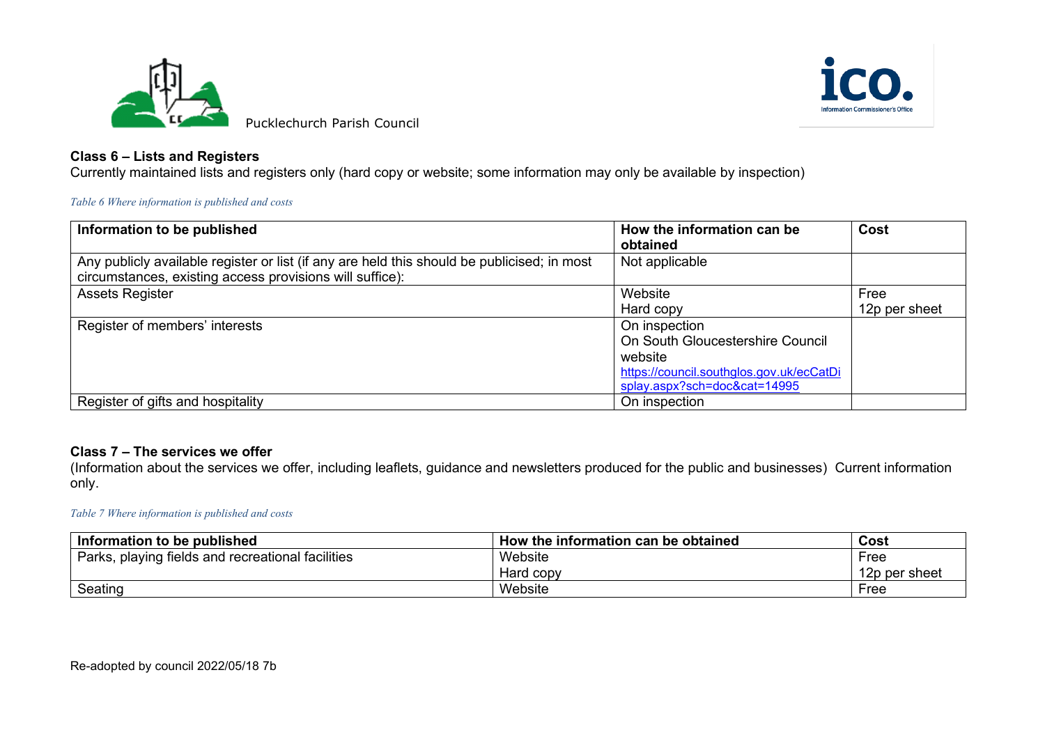Pucklechurch Parish Council

**Class 6 – Lists and Registers**

Currently maintained lists and registers only (hard copy or website; some information may only be available by inspection)

*Table 6 Where information is published and costs*

| Information to be published | How the information can be obtained | Cost |
|---|---|---|
| Any publicly available register or list (if any are held this should be publicised; in most circumstances, existing access provisions will suffice): | Not applicable | |
| Assets Register | Website<br>Hard copy | Free<br>12p per sheet |
| Register of members' interests | On inspection<br>On South Gloucestershire Council website<br>https://council.southglos.gov.uk/ecCatDisplay.aspx?sch=doc&cat=14995 | |
| Register of gifts and hospitality | On inspection | |

**Class 7 – The services we offer**

(Information about the services we offer, including leaflets, guidance and newsletters produced for the public and businesses) Current information only.

*Table 7 Where information is published and costs*

| Information to be published | How the information can be obtained | Cost |
|---|---|---|
| Parks, playing fields and recreational facilities | Website<br>Hard copy | Free<br>12p per sheet |
| Seating | Website | Free |

Re-adopted by council 2022/05/18 7b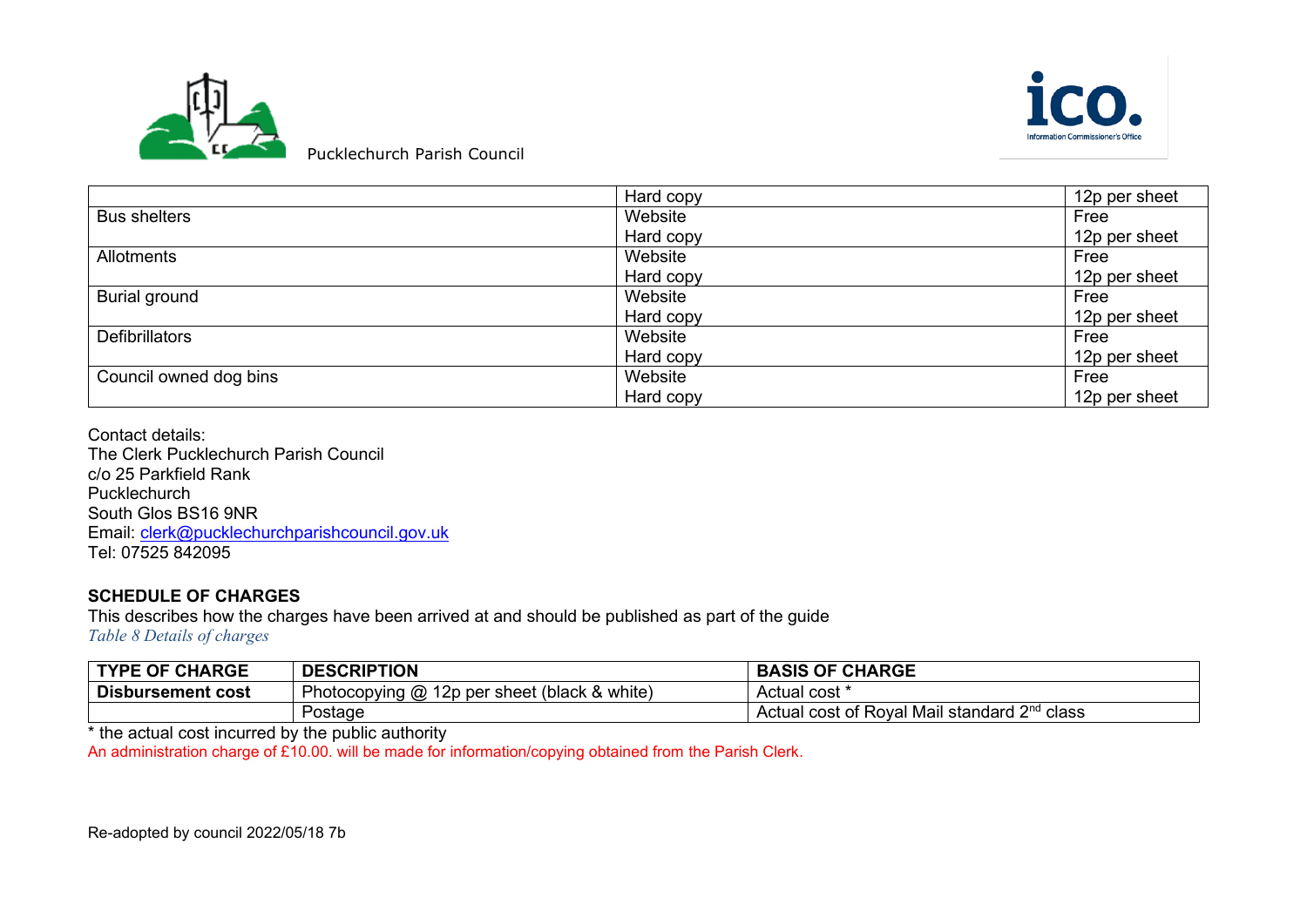| | | |
|---|---|---|
| | Hard copy | 12p per sheet |
| Bus shelters | Website<br>Hard copy | Free<br>12p per sheet |
| Allotments | Website<br>Hard copy | Free<br>12p per sheet |
| Burial ground | Website<br>Hard copy | Free<br>12p per sheet |
| Defibrillators | Website<br>Hard copy | Free<br>12p per sheet |
| Council owned dog bins | Website<br>Hard copy | Free<br>12p per sheet |

Contact details:
The Clerk Pucklechurch Parish Council
c/o 25 Parkfield Rank
Pucklechurch
South Glos BS16 9NR
Email: clerk@pucklechurchparishcouncil.gov.uk
Tel: 07525 842095

**SCHEDULE OF CHARGES**

This describes how the charges have been arrived at and should be published as part of the guide

*Table 8 Details of charges*

| TYPE OF CHARGE | DESCRIPTION | BASIS OF CHARGE |
|---|---|---|
| **Disbursement cost** | Photocopying @ 12p per sheet (black & white) | Actual cost * |
| | Postage | Actual cost of Royal Mail standard 2nd class |

* the actual cost incurred by the public authority

An administration charge of £10.00. will be made for information/copying obtained from the Parish Clerk.

Re-adopted by council 2022/05/18 7b